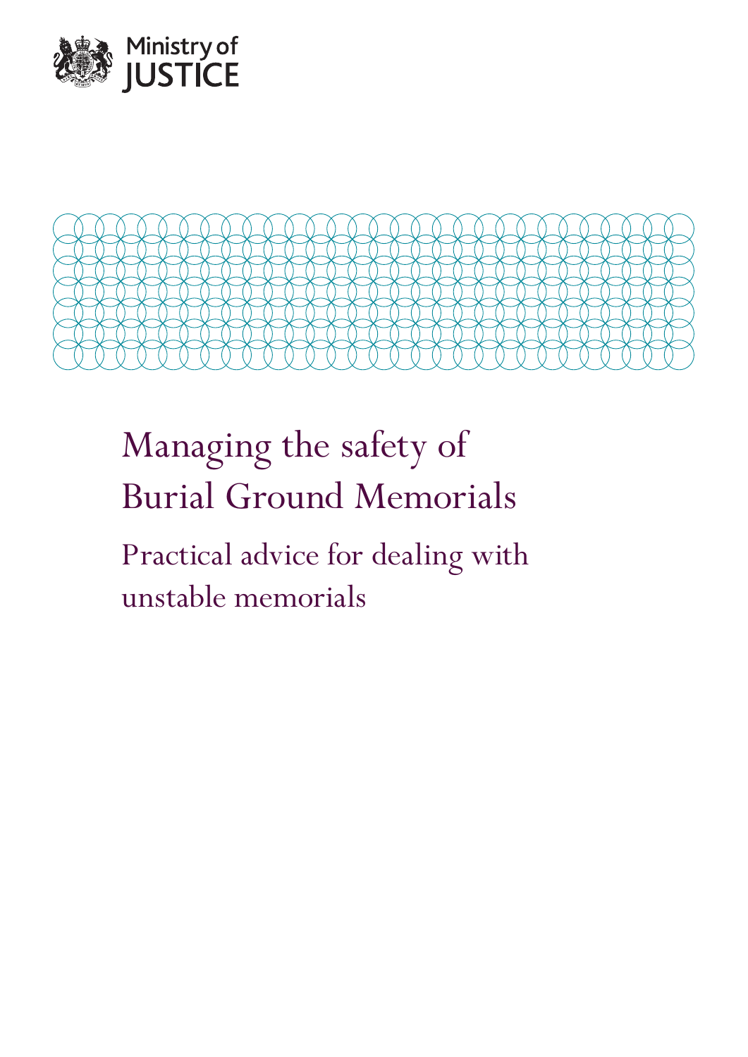Ministry of JUSTICE

# Managing the safety of Burial Ground Memorials

## Practical advice for dealing with unstable memorials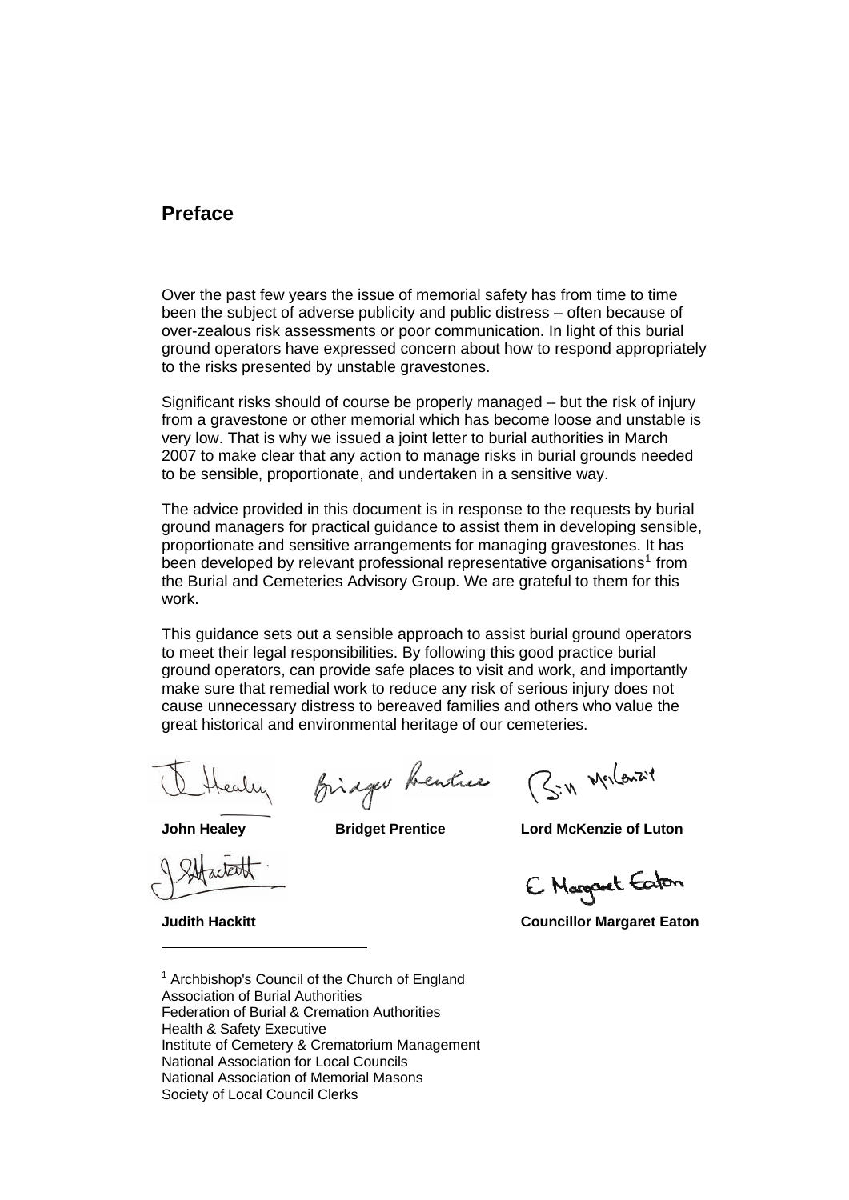## Preface

Over the past few years the issue of memorial safety has from time to time been the subject of adverse publicity and public distress – often because of over-zealous risk assessments or poor communication. In light of this burial ground operators have expressed concern about how to respond appropriately to the risks presented by unstable gravestones.

Significant risks should of course be properly managed – but the risk of injury from a gravestone or other memorial which has become loose and unstable is very low. That is why we issued a joint letter to burial authorities in March 2007 to make clear that any action to manage risks in burial grounds needed to be sensible, proportionate, and undertaken in a sensitive way.

The advice provided in this document is in response to the requests by burial ground managers for practical guidance to assist them in developing sensible, proportionate and sensitive arrangements for managing gravestones. It has been developed by relevant professional representative organisations[1] from the Burial and Cemeteries Advisory Group. We are grateful to them for this work.

This guidance sets out a sensible approach to assist burial ground operators to meet their legal responsibilities. By following this good practice burial ground operators, can provide safe places to visit and work, and importantly make sure that remedial work to reduce any risk of serious injury does not cause unnecessary distress to bereaved families and others who value the great historical and environmental heritage of our cemeteries.

**John Healey** **Bridget Prentice** **Lord McKenzie of Luton**

**Judith Hackitt** **Councillor Margaret Eaton**

---

[1] Archbishop's Council of the Church of England
Association of Burial Authorities
Federation of Burial & Cremation Authorities
Health & Safety Executive
Institute of Cemetery & Crematorium Management
National Association for Local Councils
National Association of Memorial Masons
Society of Local Council Clerks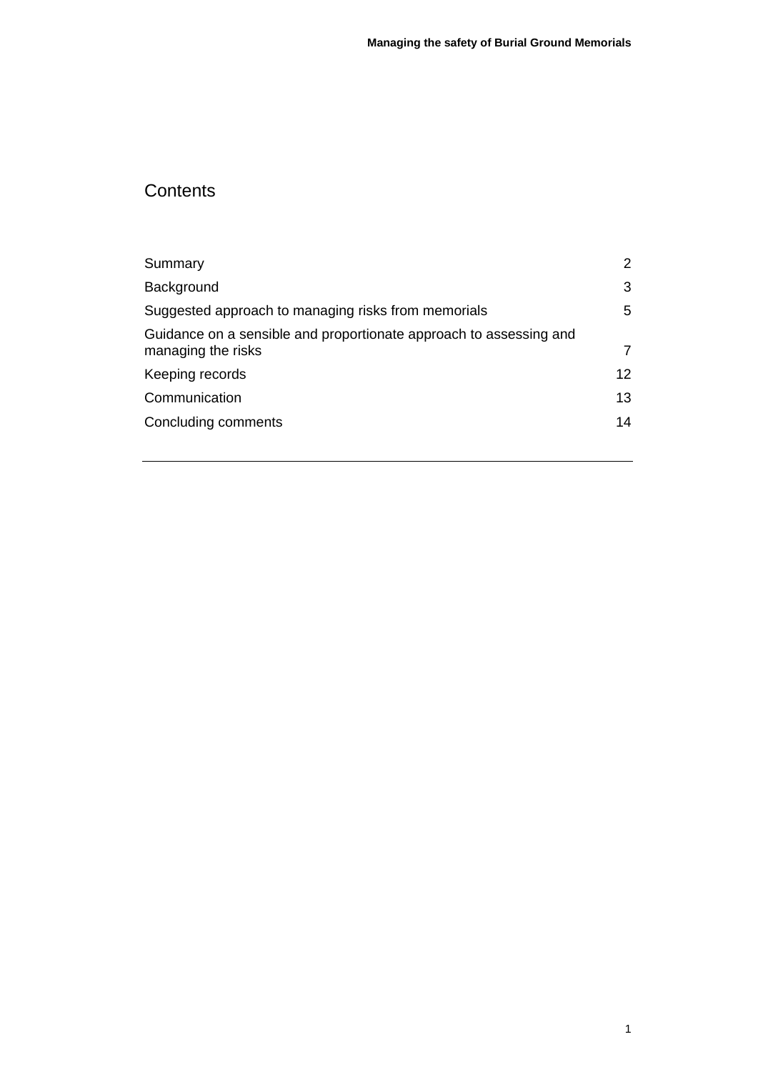# Contents

| | |
|---|---|
| Summary | 2 |
| Background | 3 |
| Suggested approach to managing risks from memorials | 5 |
| Guidance on a sensible and proportionate approach to assessing and managing the risks | 7 |
| Keeping records | 12 |
| Communication | 13 |
| Concluding comments | 14 |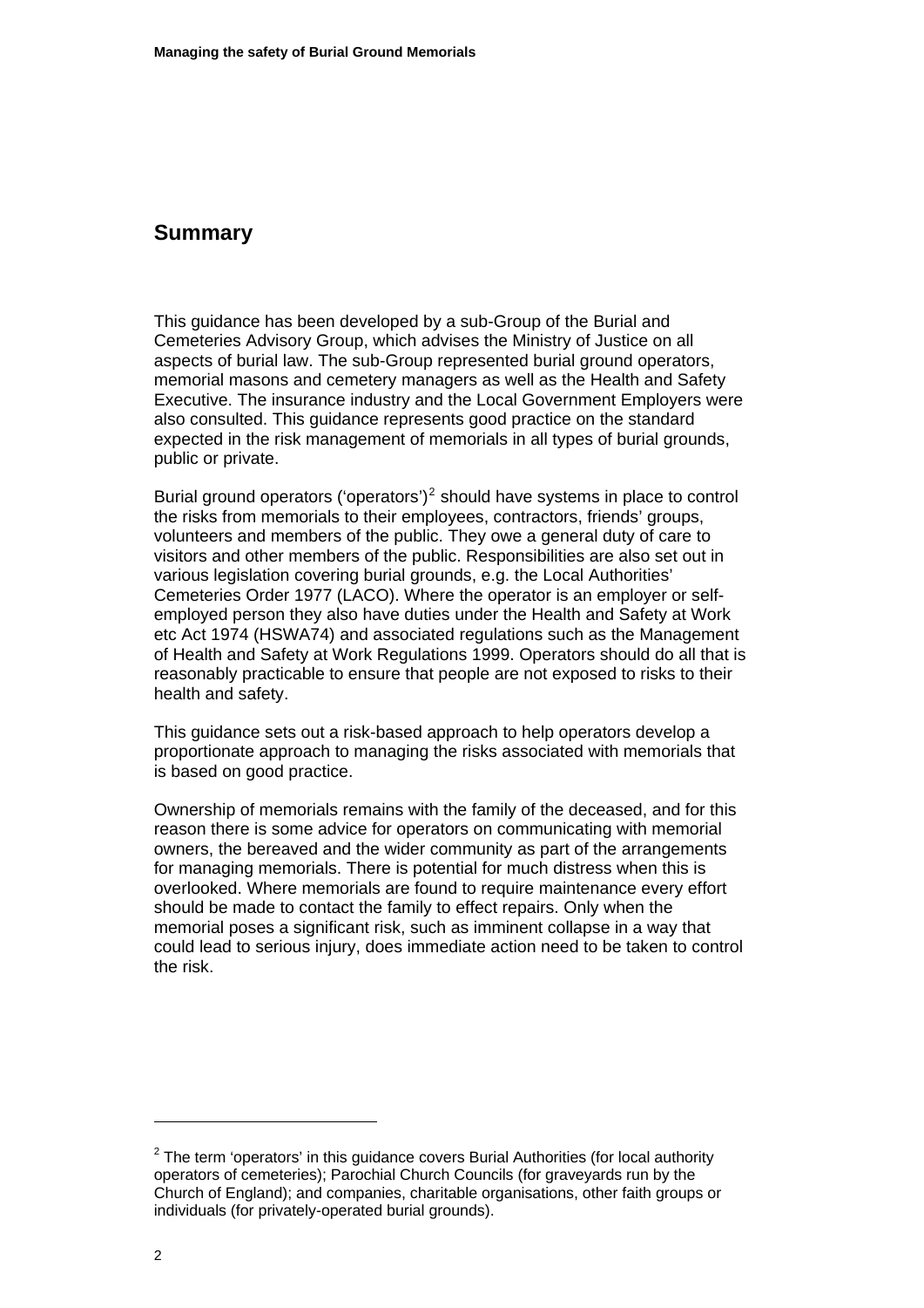## Summary

This guidance has been developed by a sub-Group of the Burial and Cemeteries Advisory Group, which advises the Ministry of Justice on all aspects of burial law. The sub-Group represented burial ground operators, memorial masons and cemetery managers as well as the Health and Safety Executive. The insurance industry and the Local Government Employers were also consulted. This guidance represents good practice on the standard expected in the risk management of memorials in all types of burial grounds, public or private.

Burial ground operators ('operators')[2] should have systems in place to control the risks from memorials to their employees, contractors, friends' groups, volunteers and members of the public. They owe a general duty of care to visitors and other members of the public. Responsibilities are also set out in various legislation covering burial grounds, e.g. the Local Authorities' Cemeteries Order 1977 (LACO). Where the operator is an employer or self-employed person they also have duties under the Health and Safety at Work etc Act 1974 (HSWA74) and associated regulations such as the Management of Health and Safety at Work Regulations 1999. Operators should do all that is reasonably practicable to ensure that people are not exposed to risks to their health and safety.

This guidance sets out a risk-based approach to help operators develop a proportionate approach to managing the risks associated with memorials that is based on good practice.

Ownership of memorials remains with the family of the deceased, and for this reason there is some advice for operators on communicating with memorial owners, the bereaved and the wider community as part of the arrangements for managing memorials. There is potential for much distress when this is overlooked. Where memorials are found to require maintenance every effort should be made to contact the family to effect repairs. Only when the memorial poses a significant risk, such as imminent collapse in a way that could lead to serious injury, does immediate action need to be taken to control the risk.

---

[2] The term 'operators' in this guidance covers Burial Authorities (for local authority operators of cemeteries); Parochial Church Councils (for graveyards run by the Church of England); and companies, charitable organisations, other faith groups or individuals (for privately-operated burial grounds).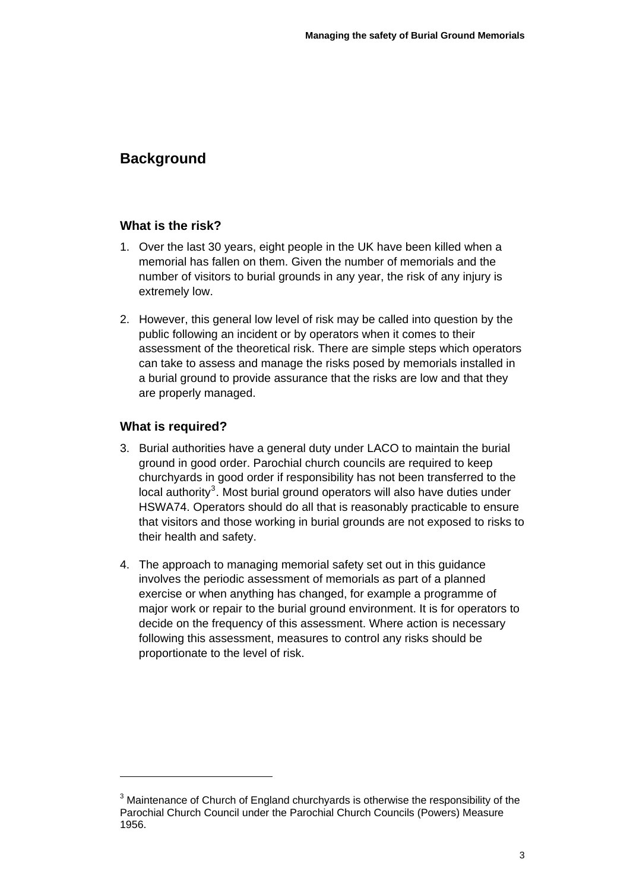## Background

### What is the risk?

1. Over the last 30 years, eight people in the UK have been killed when a memorial has fallen on them. Given the number of memorials and the number of visitors to burial grounds in any year, the risk of any injury is extremely low.

2. However, this general low level of risk may be called into question by the public following an incident or by operators when it comes to their assessment of the theoretical risk. There are simple steps which operators can take to assess and manage the risks posed by memorials installed in a burial ground to provide assurance that the risks are low and that they are properly managed.

### What is required?

3. Burial authorities have a general duty under LACO to maintain the burial ground in good order. Parochial church councils are required to keep churchyards in good order if responsibility has not been transferred to the local authority[3]. Most burial ground operators will also have duties under HSWA74. Operators should do all that is reasonably practicable to ensure that visitors and those working in burial grounds are not exposed to risks to their health and safety.

4. The approach to managing memorial safety set out in this guidance involves the periodic assessment of memorials as part of a planned exercise or when anything has changed, for example a programme of major work or repair to the burial ground environment. It is for operators to decide on the frequency of this assessment. Where action is necessary following this assessment, measures to control any risks should be proportionate to the level of risk.

---

[3] Maintenance of Church of England churchyards is otherwise the responsibility of the Parochial Church Council under the Parochial Church Councils (Powers) Measure 1956.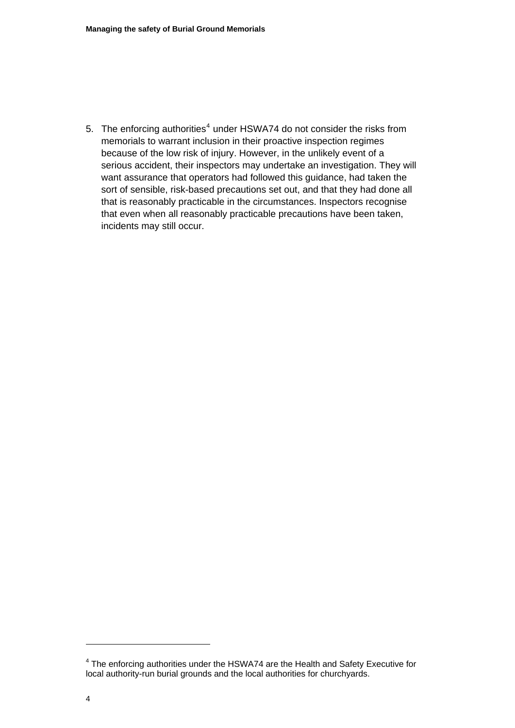5. The enforcing authorities[4] under HSWA74 do not consider the risks from memorials to warrant inclusion in their proactive inspection regimes because of the low risk of injury. However, in the unlikely event of a serious accident, their inspectors may undertake an investigation. They will want assurance that operators had followed this guidance, had taken the sort of sensible, risk-based precautions set out, and that they had done all that is reasonably practicable in the circumstances. Inspectors recognise that even when all reasonably practicable precautions have been taken, incidents may still occur.

---

[4] The enforcing authorities under the HSWA74 are the Health and Safety Executive for local authority-run burial grounds and the local authorities for churchyards.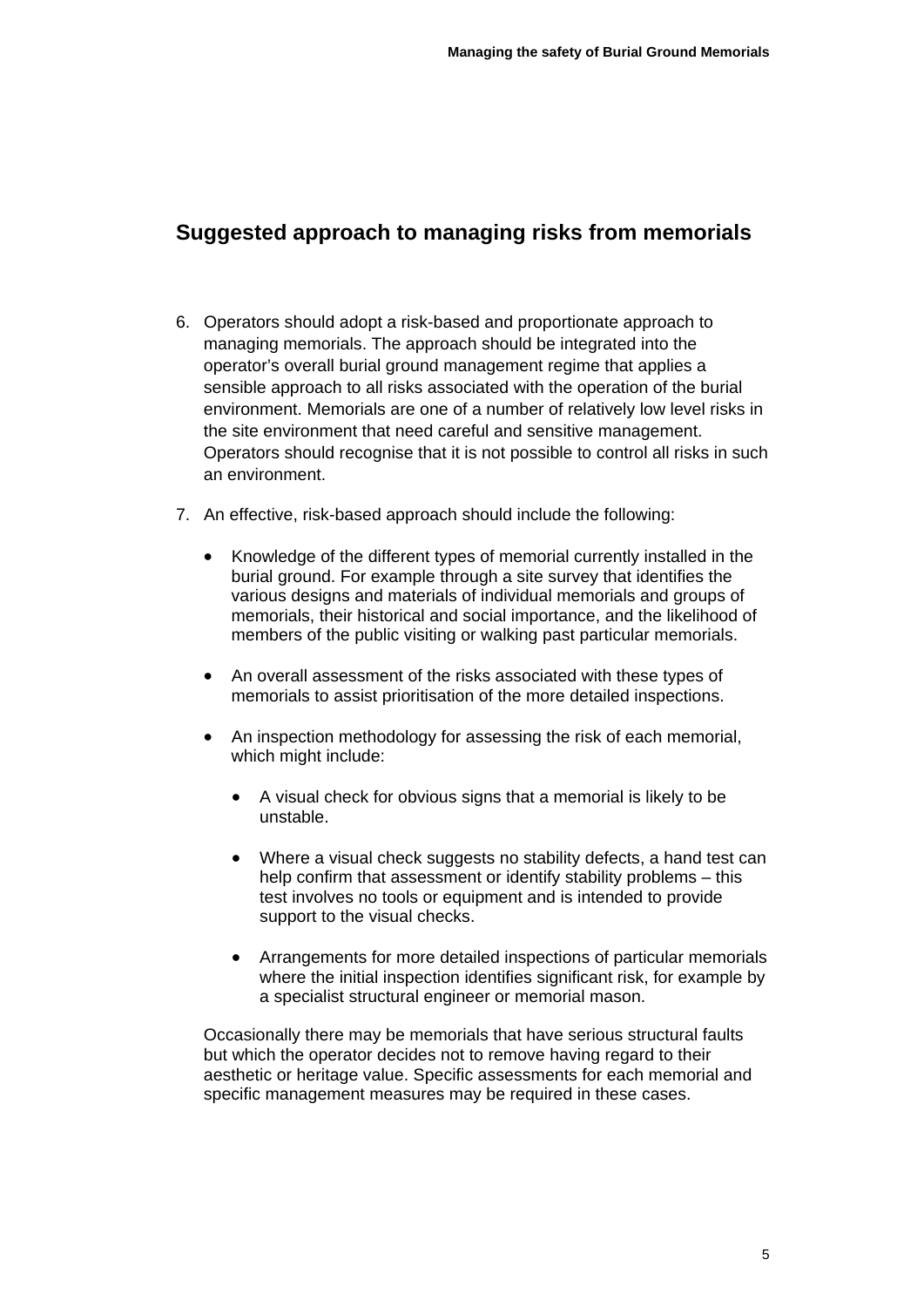## Suggested approach to managing risks from memorials

6. Operators should adopt a risk-based and proportionate approach to managing memorials. The approach should be integrated into the operator's overall burial ground management regime that applies a sensible approach to all risks associated with the operation of the burial environment. Memorials are one of a number of relatively low level risks in the site environment that need careful and sensitive management. Operators should recognise that it is not possible to control all risks in such an environment.

7. An effective, risk-based approach should include the following:

   - Knowledge of the different types of memorial currently installed in the burial ground. For example through a site survey that identifies the various designs and materials of individual memorials and groups of memorials, their historical and social importance, and the likelihood of members of the public visiting or walking past particular memorials.

   - An overall assessment of the risks associated with these types of memorials to assist prioritisation of the more detailed inspections.

   - An inspection methodology for assessing the risk of each memorial, which might include:

     - A visual check for obvious signs that a memorial is likely to be unstable.

     - Where a visual check suggests no stability defects, a hand test can help confirm that assessment or identify stability problems – this test involves no tools or equipment and is intended to provide support to the visual checks.

     - Arrangements for more detailed inspections of particular memorials where the initial inspection identifies significant risk, for example by a specialist structural engineer or memorial mason.

   Occasionally there may be memorials that have serious structural faults but which the operator decides not to remove having regard to their aesthetic or heritage value. Specific assessments for each memorial and specific management measures may be required in these cases.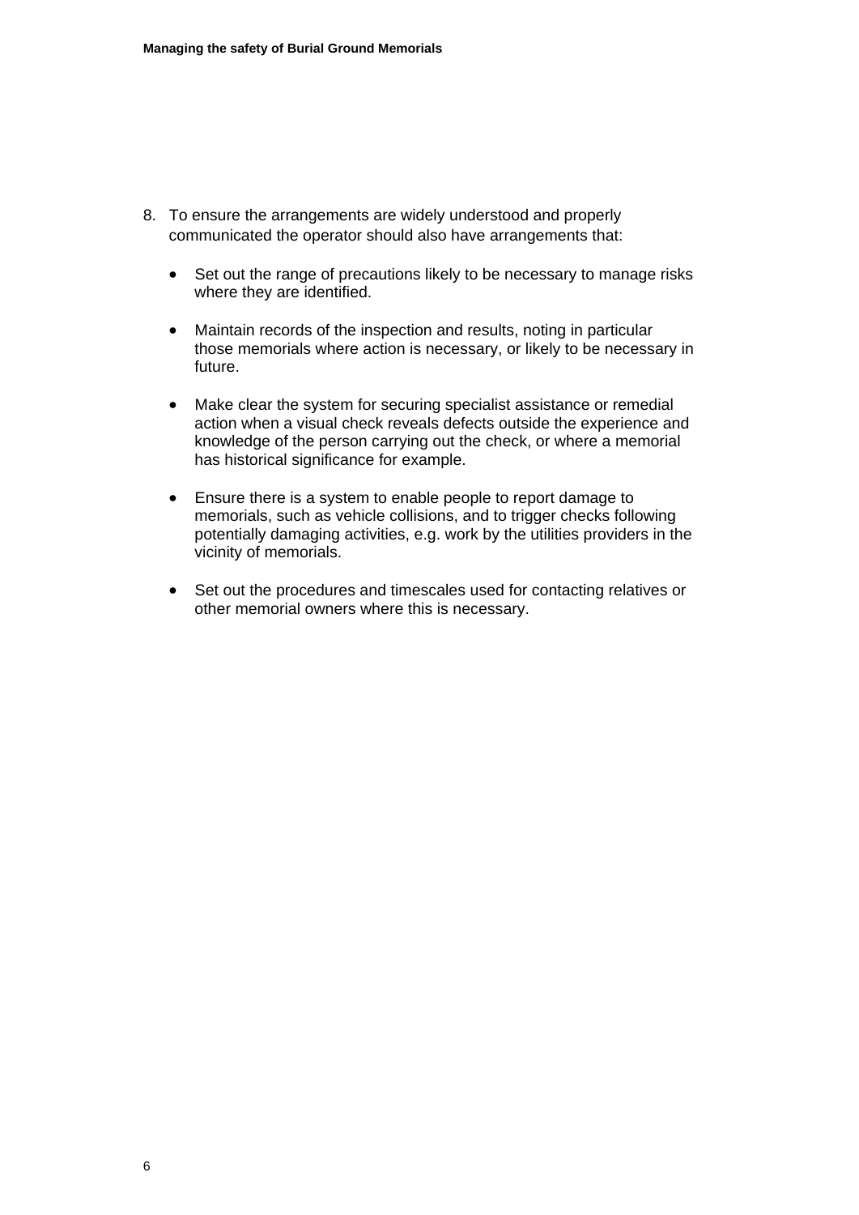8. To ensure the arrangements are widely understood and properly communicated the operator should also have arrangements that:

    - Set out the range of precautions likely to be necessary to manage risks where they are identified.

    - Maintain records of the inspection and results, noting in particular those memorials where action is necessary, or likely to be necessary in future.

    - Make clear the system for securing specialist assistance or remedial action when a visual check reveals defects outside the experience and knowledge of the person carrying out the check, or where a memorial has historical significance for example.

    - Ensure there is a system to enable people to report damage to memorials, such as vehicle collisions, and to trigger checks following potentially damaging activities, e.g. work by the utilities providers in the vicinity of memorials.

    - Set out the procedures and timescales used for contacting relatives or other memorial owners where this is necessary.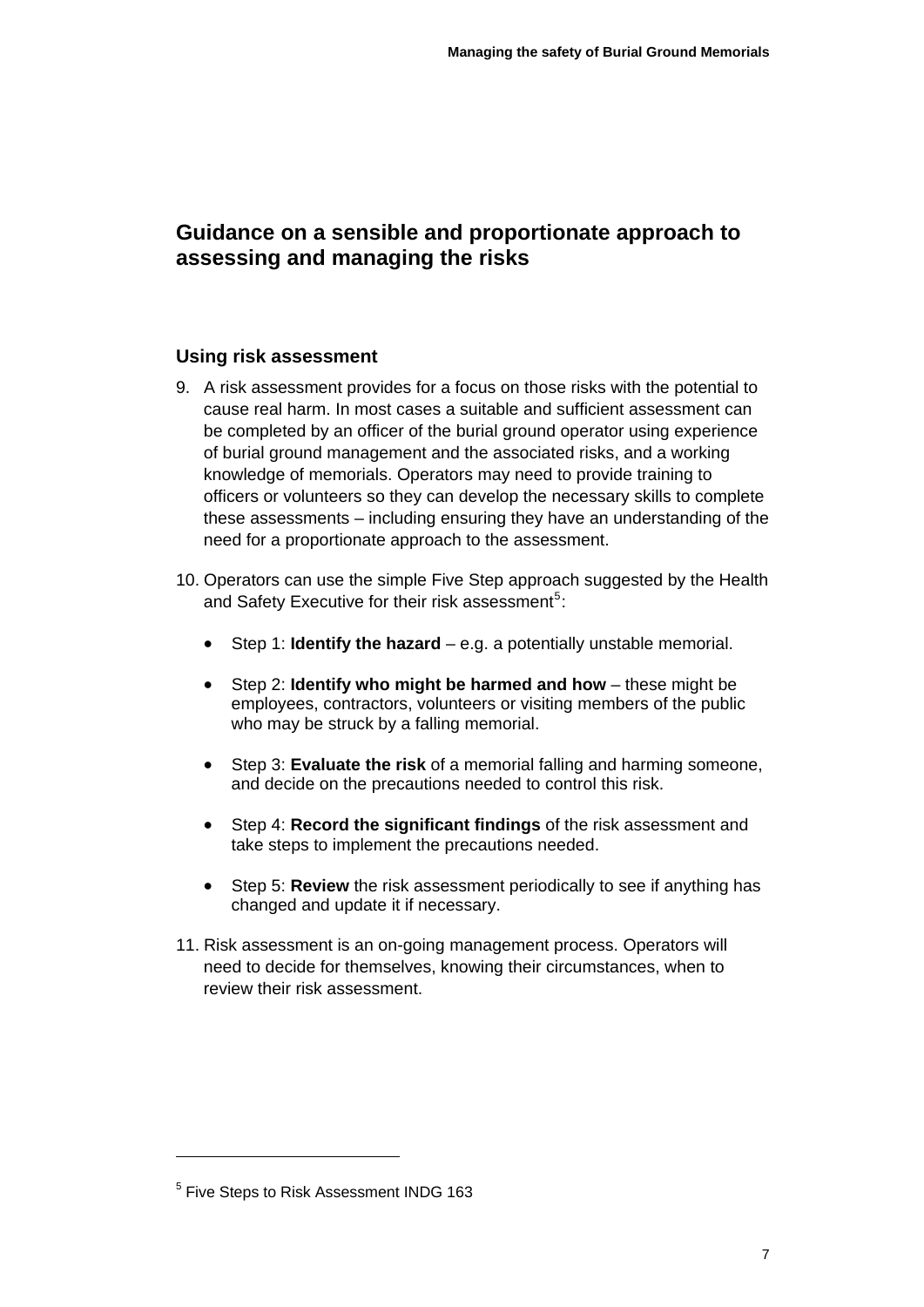## Guidance on a sensible and proportionate approach to assessing and managing the risks

### Using risk assessment

9. A risk assessment provides for a focus on those risks with the potential to cause real harm. In most cases a suitable and sufficient assessment can be completed by an officer of the burial ground operator using experience of burial ground management and the associated risks, and a working knowledge of memorials. Operators may need to provide training to officers or volunteers so they can develop the necessary skills to complete these assessments – including ensuring they have an understanding of the need for a proportionate approach to the assessment.

10. Operators can use the simple Five Step approach suggested by the Health and Safety Executive for their risk assessment[5]:

    - Step 1: **Identify the hazard** – e.g. a potentially unstable memorial.
    - Step 2: **Identify who might be harmed and how** – these might be employees, contractors, volunteers or visiting members of the public who may be struck by a falling memorial.
    - Step 3: **Evaluate the risk** of a memorial falling and harming someone, and decide on the precautions needed to control this risk.
    - Step 4: **Record the significant findings** of the risk assessment and take steps to implement the precautions needed.
    - Step 5: **Review** the risk assessment periodically to see if anything has changed and update it if necessary.

11. Risk assessment is an on-going management process. Operators will need to decide for themselves, knowing their circumstances, when to review their risk assessment.

---

[5] Five Steps to Risk Assessment INDG 163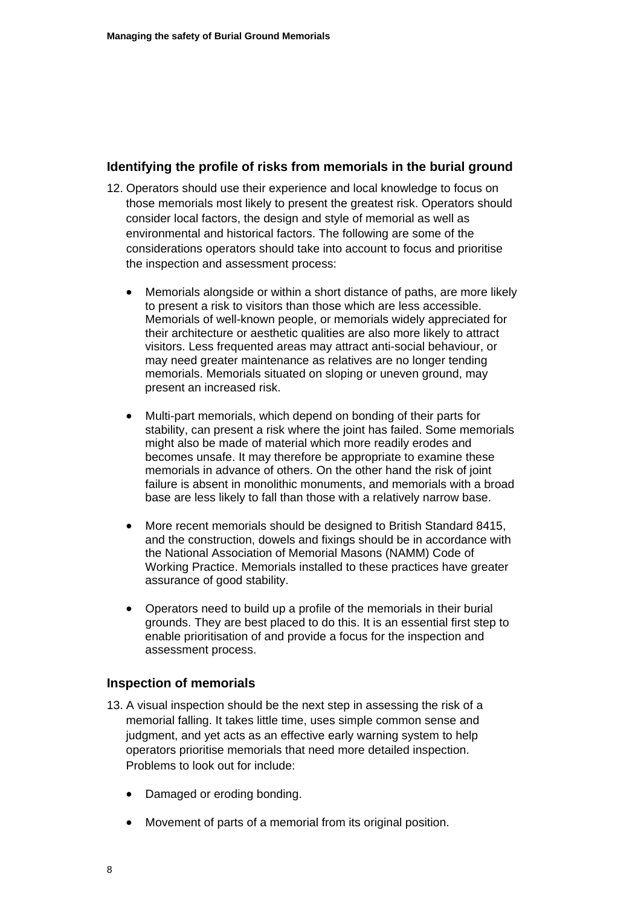## Identifying the profile of risks from memorials in the burial ground

12. Operators should use their experience and local knowledge to focus on those memorials most likely to present the greatest risk. Operators should consider local factors, the design and style of memorial as well as environmental and historical factors. The following are some of the considerations operators should take into account to focus and prioritise the inspection and assessment process:

    - Memorials alongside or within a short distance of paths, are more likely to present a risk to visitors than those which are less accessible. Memorials of well-known people, or memorials widely appreciated for their architecture or aesthetic qualities are also more likely to attract visitors. Less frequented areas may attract anti-social behaviour, or may need greater maintenance as relatives are no longer tending memorials. Memorials situated on sloping or uneven ground, may present an increased risk.

    - Multi-part memorials, which depend on bonding of their parts for stability, can present a risk where the joint has failed. Some memorials might also be made of material which more readily erodes and becomes unsafe. It may therefore be appropriate to examine these memorials in advance of others. On the other hand the risk of joint failure is absent in monolithic monuments, and memorials with a broad base are less likely to fall than those with a relatively narrow base.

    - More recent memorials should be designed to British Standard 8415, and the construction, dowels and fixings should be in accordance with the National Association of Memorial Masons (NAMM) Code of Working Practice. Memorials installed to these practices have greater assurance of good stability.

    - Operators need to build up a profile of the memorials in their burial grounds. They are best placed to do this. It is an essential first step to enable prioritisation of and provide a focus for the inspection and assessment process.

## Inspection of memorials

13. A visual inspection should be the next step in assessing the risk of a memorial falling. It takes little time, uses simple common sense and judgment, and yet acts as an effective early warning system to help operators prioritise memorials that need more detailed inspection. Problems to look out for include:

    - Damaged or eroding bonding.

    - Movement of parts of a memorial from its original position.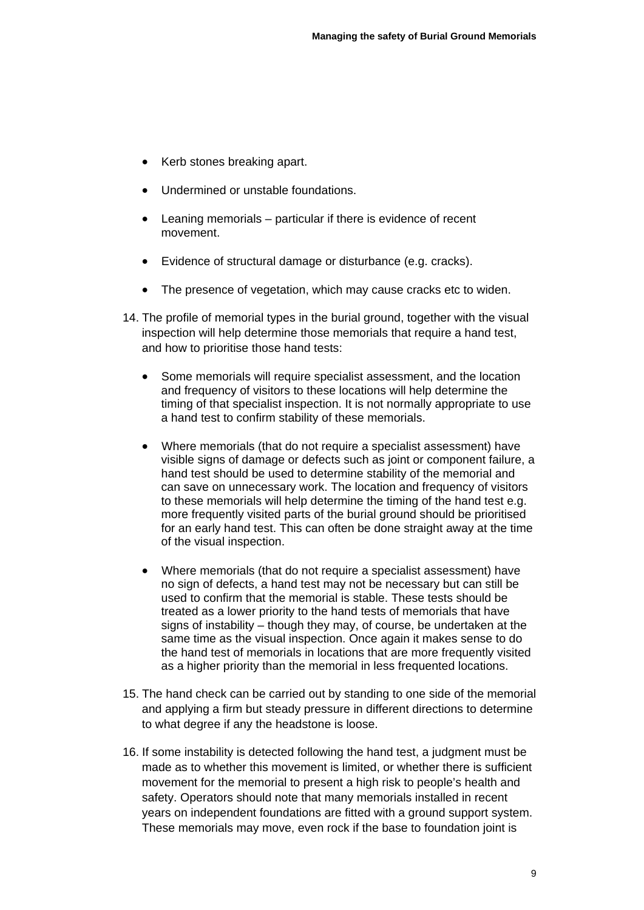- Kerb stones breaking apart.

- Undermined or unstable foundations.

- Leaning memorials – particular if there is evidence of recent movement.

- Evidence of structural damage or disturbance (e.g. cracks).

- The presence of vegetation, which may cause cracks etc to widen.

14. The profile of memorial types in the burial ground, together with the visual inspection will help determine those memorials that require a hand test, and how to prioritise those hand tests:

    - Some memorials will require specialist assessment, and the location and frequency of visitors to these locations will help determine the timing of that specialist inspection. It is not normally appropriate to use a hand test to confirm stability of these memorials.

    - Where memorials (that do not require a specialist assessment) have visible signs of damage or defects such as joint or component failure, a hand test should be used to determine stability of the memorial and can save on unnecessary work. The location and frequency of visitors to these memorials will help determine the timing of the hand test e.g. more frequently visited parts of the burial ground should be prioritised for an early hand test. This can often be done straight away at the time of the visual inspection.

    - Where memorials (that do not require a specialist assessment) have no sign of defects, a hand test may not be necessary but can still be used to confirm that the memorial is stable. These tests should be treated as a lower priority to the hand tests of memorials that have signs of instability – though they may, of course, be undertaken at the same time as the visual inspection. Once again it makes sense to do the hand test of memorials in locations that are more frequently visited as a higher priority than the memorial in less frequented locations.

15. The hand check can be carried out by standing to one side of the memorial and applying a firm but steady pressure in different directions to determine to what degree if any the headstone is loose.

16. If some instability is detected following the hand test, a judgment must be made as to whether this movement is limited, or whether there is sufficient movement for the memorial to present a high risk to people's health and safety. Operators should note that many memorials installed in recent years on independent foundations are fitted with a ground support system. These memorials may move, even rock if the base to foundation joint is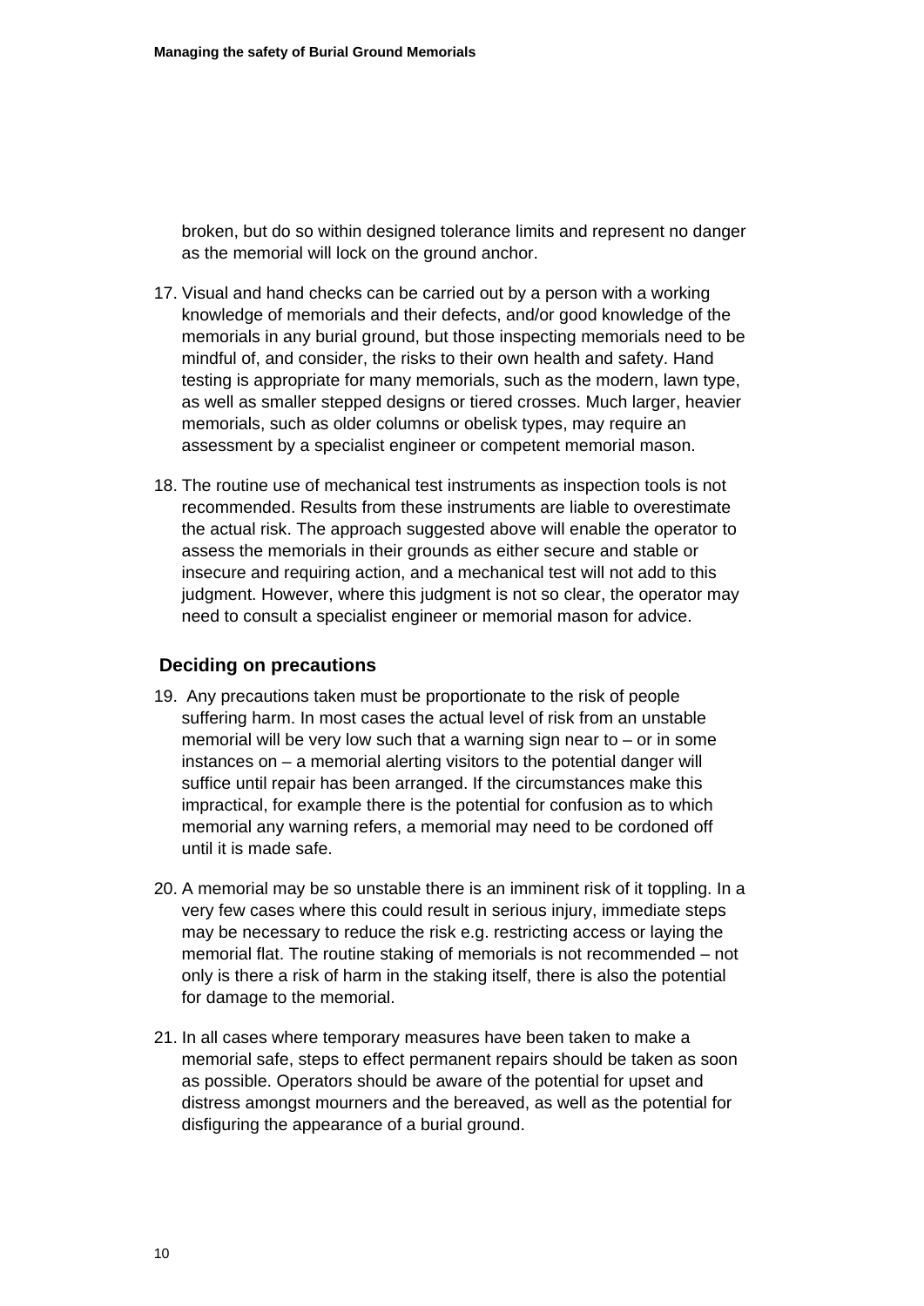broken, but do so within designed tolerance limits and represent no danger as the memorial will lock on the ground anchor.

17. Visual and hand checks can be carried out by a person with a working knowledge of memorials and their defects, and/or good knowledge of the memorials in any burial ground, but those inspecting memorials need to be mindful of, and consider, the risks to their own health and safety. Hand testing is appropriate for many memorials, such as the modern, lawn type, as well as smaller stepped designs or tiered crosses. Much larger, heavier memorials, such as older columns or obelisk types, may require an assessment by a specialist engineer or competent memorial mason.

18. The routine use of mechanical test instruments as inspection tools is not recommended. Results from these instruments are liable to overestimate the actual risk. The approach suggested above will enable the operator to assess the memorials in their grounds as either secure and stable or insecure and requiring action, and a mechanical test will not add to this judgment. However, where this judgment is not so clear, the operator may need to consult a specialist engineer or memorial mason for advice.

## Deciding on precautions

19. Any precautions taken must be proportionate to the risk of people suffering harm. In most cases the actual level of risk from an unstable memorial will be very low such that a warning sign near to – or in some instances on – a memorial alerting visitors to the potential danger will suffice until repair has been arranged. If the circumstances make this impractical, for example there is the potential for confusion as to which memorial any warning refers, a memorial may need to be cordoned off until it is made safe.

20. A memorial may be so unstable there is an imminent risk of it toppling. In a very few cases where this could result in serious injury, immediate steps may be necessary to reduce the risk e.g. restricting access or laying the memorial flat. The routine staking of memorials is not recommended – not only is there a risk of harm in the staking itself, there is also the potential for damage to the memorial.

21. In all cases where temporary measures have been taken to make a memorial safe, steps to effect permanent repairs should be taken as soon as possible. Operators should be aware of the potential for upset and distress amongst mourners and the bereaved, as well as the potential for disfiguring the appearance of a burial ground.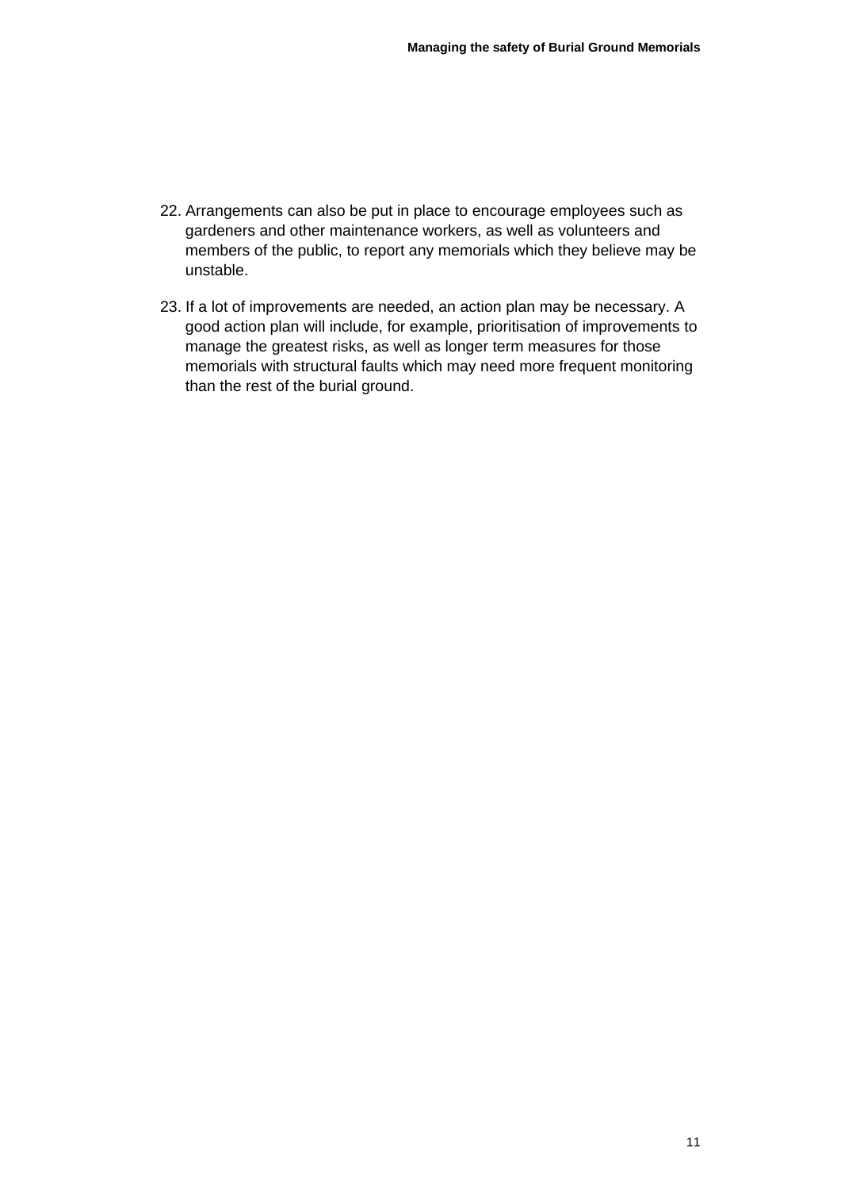22. Arrangements can also be put in place to encourage employees such as gardeners and other maintenance workers, as well as volunteers and members of the public, to report any memorials which they believe may be unstable.

23. If a lot of improvements are needed, an action plan may be necessary. A good action plan will include, for example, prioritisation of improvements to manage the greatest risks, as well as longer term measures for those memorials with structural faults which may need more frequent monitoring than the rest of the burial ground.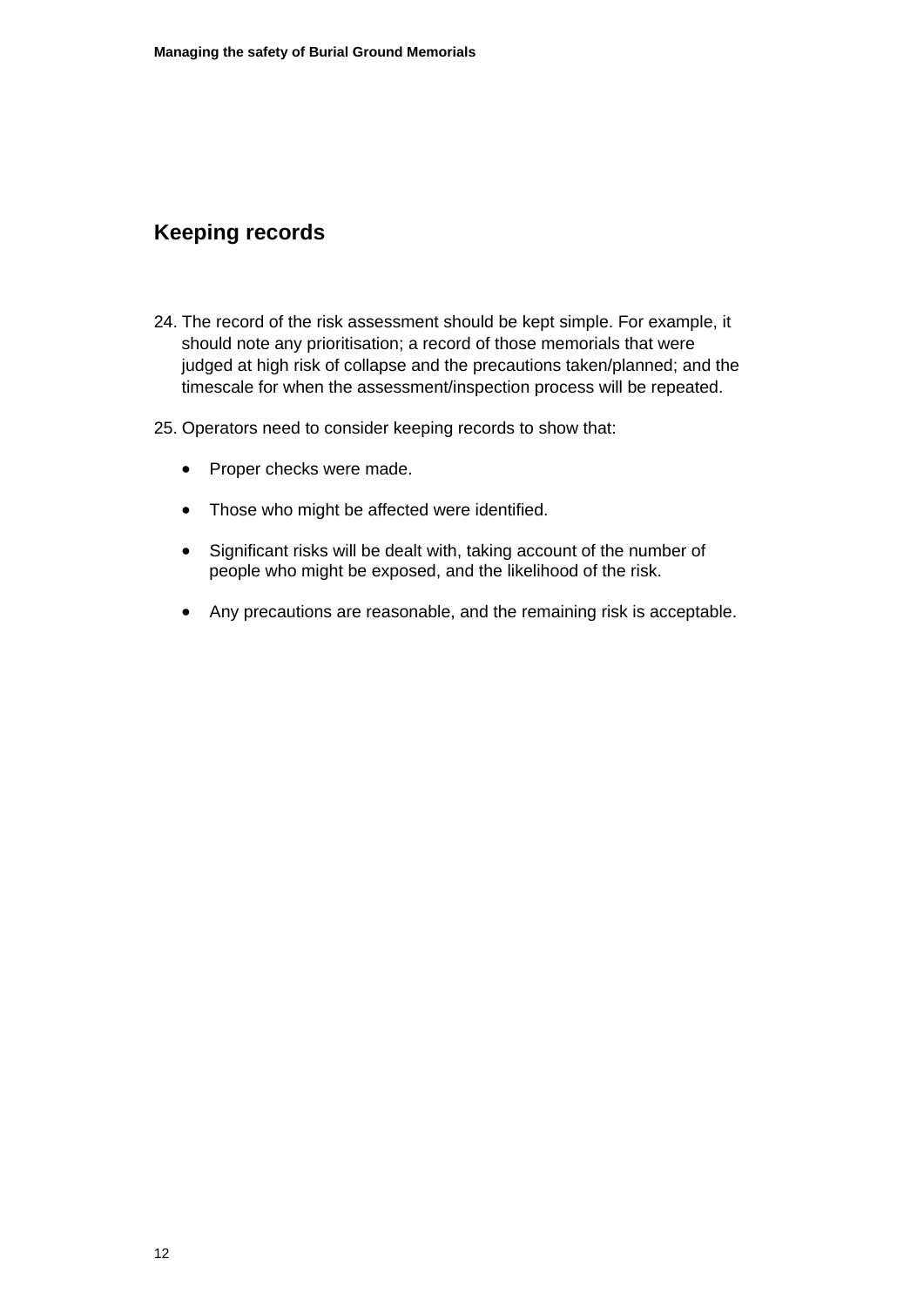## Keeping records

24. The record of the risk assessment should be kept simple. For example, it should note any prioritisation; a record of those memorials that were judged at high risk of collapse and the precautions taken/planned; and the timescale for when the assessment/inspection process will be repeated.

25. Operators need to consider keeping records to show that:

    - Proper checks were made.
    - Those who might be affected were identified.
    - Significant risks will be dealt with, taking account of the number of people who might be exposed, and the likelihood of the risk.
    - Any precautions are reasonable, and the remaining risk is acceptable.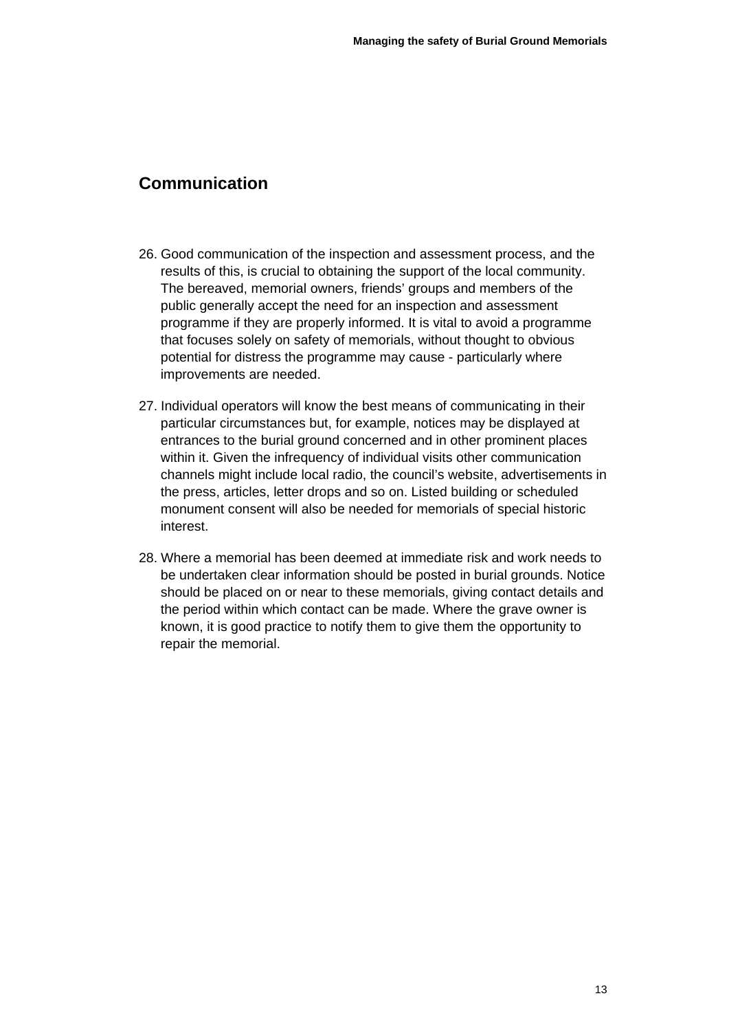## Communication

26. Good communication of the inspection and assessment process, and the results of this, is crucial to obtaining the support of the local community. The bereaved, memorial owners, friends' groups and members of the public generally accept the need for an inspection and assessment programme if they are properly informed. It is vital to avoid a programme that focuses solely on safety of memorials, without thought to obvious potential for distress the programme may cause - particularly where improvements are needed.

27. Individual operators will know the best means of communicating in their particular circumstances but, for example, notices may be displayed at entrances to the burial ground concerned and in other prominent places within it. Given the infrequency of individual visits other communication channels might include local radio, the council's website, advertisements in the press, articles, letter drops and so on. Listed building or scheduled monument consent will also be needed for memorials of special historic interest.

28. Where a memorial has been deemed at immediate risk and work needs to be undertaken clear information should be posted in burial grounds. Notice should be placed on or near to these memorials, giving contact details and the period within which contact can be made. Where the grave owner is known, it is good practice to notify them to give them the opportunity to repair the memorial.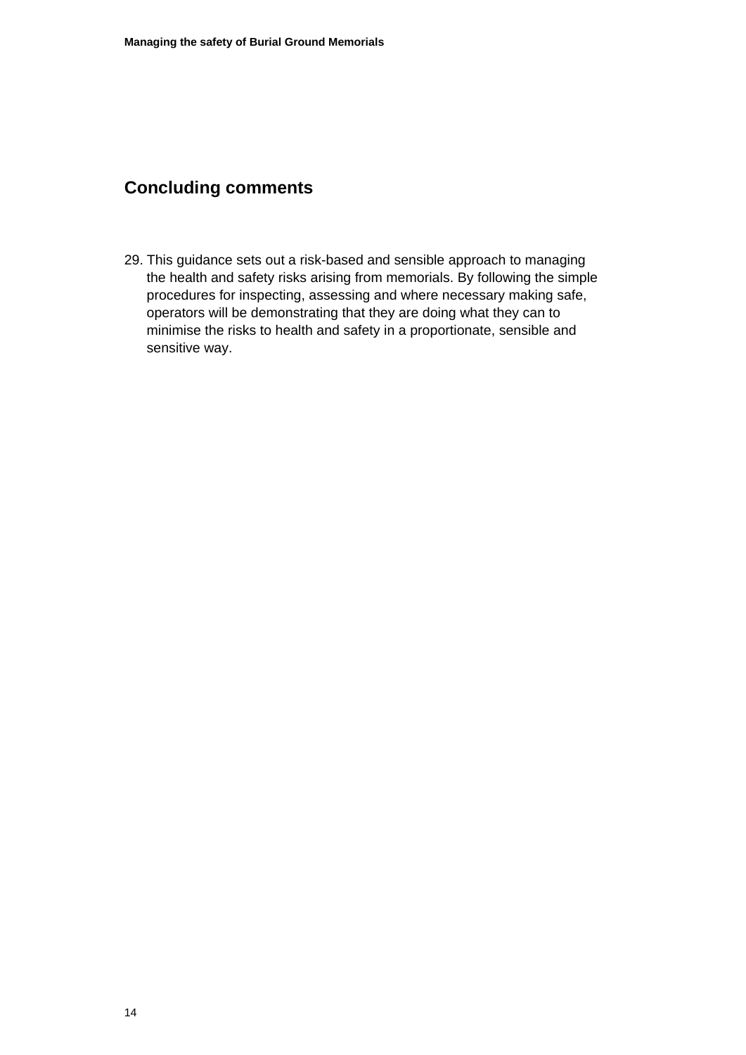## Concluding comments

29. This guidance sets out a risk-based and sensible approach to managing the health and safety risks arising from memorials. By following the simple procedures for inspecting, assessing and where necessary making safe, operators will be demonstrating that they are doing what they can to minimise the risks to health and safety in a proportionate, sensible and sensitive way.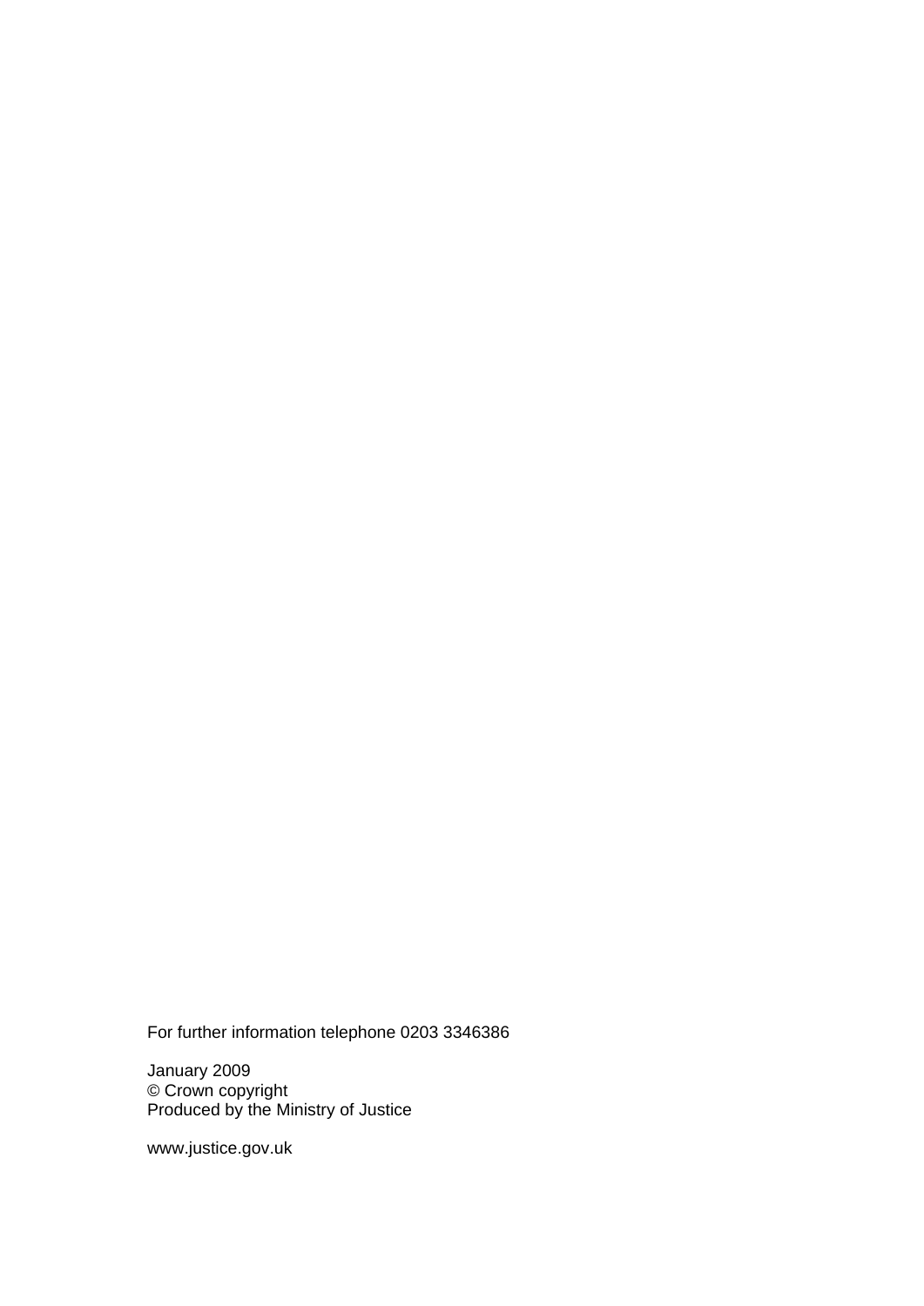For further information telephone 0203 3346386

January 2009
© Crown copyright
Produced by the Ministry of Justice

www.justice.gov.uk